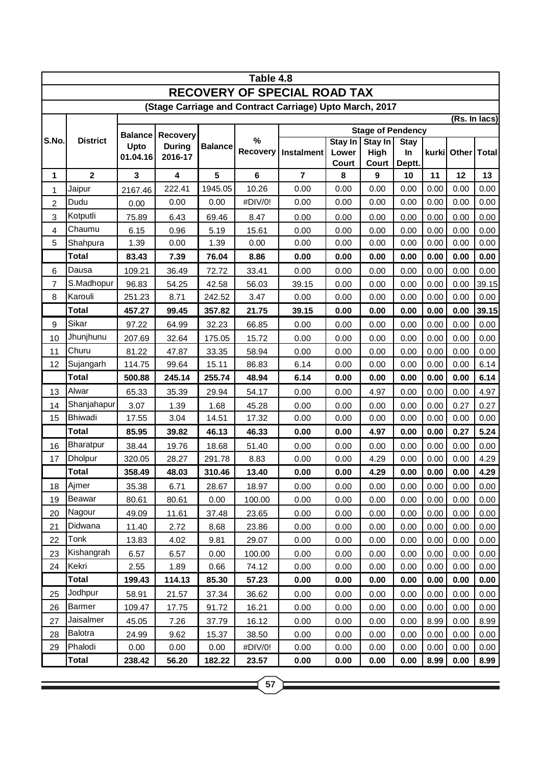# Table 4.8

## RECOVERY OF SPECIAL ROAD TAX

### (Stage Carriage and Contract Carriage) Upto March, 2017

(Rs. In lacs)

| S.No. | District | Balance Upto 01.04.16 | Recovery During 2016-17 | Balance | % Recovery | Stage of Pendency | | | | | | |
|---|---|---|---|---|---|---|---|---|---|---|---|---|
| | | | | | | Instalment | Stay In Lower Court | Stay In High Court | Stay In Deptt. | kurki | Other | Total |
| 1 | 2 | 3 | 4 | 5 | 6 | 7 | 8 | 9 | 10 | 11 | 12 | 13 |
| 1 | Jaipur | 2167.46 | 222.41 | 1945.05 | 10.26 | 0.00 | 0.00 | 0.00 | 0.00 | 0.00 | 0.00 | 0.00 |
| 2 | Dudu | 0.00 | 0.00 | 0.00 | #DIV/0! | 0.00 | 0.00 | 0.00 | 0.00 | 0.00 | 0.00 | 0.00 |
| 3 | Kotputli | 75.89 | 6.43 | 69.46 | 8.47 | 0.00 | 0.00 | 0.00 | 0.00 | 0.00 | 0.00 | 0.00 |
| 4 | Chaumu | 6.15 | 0.96 | 5.19 | 15.61 | 0.00 | 0.00 | 0.00 | 0.00 | 0.00 | 0.00 | 0.00 |
| 5 | Shahpura | 1.39 | 0.00 | 1.39 | 0.00 | 0.00 | 0.00 | 0.00 | 0.00 | 0.00 | 0.00 | 0.00 |
| | **Total** | **83.43** | **7.39** | **76.04** | **8.86** | **0.00** | **0.00** | **0.00** | **0.00** | **0.00** | **0.00** | **0.00** |
| 6 | Dausa | 109.21 | 36.49 | 72.72 | 33.41 | 0.00 | 0.00 | 0.00 | 0.00 | 0.00 | 0.00 | 0.00 |
| 7 | S.Madhopur | 96.83 | 54.25 | 42.58 | 56.03 | 39.15 | 0.00 | 0.00 | 0.00 | 0.00 | 0.00 | 39.15 |
| 8 | Karouli | 251.23 | 8.71 | 242.52 | 3.47 | 0.00 | 0.00 | 0.00 | 0.00 | 0.00 | 0.00 | 0.00 |
| | **Total** | **457.27** | **99.45** | **357.82** | **21.75** | **39.15** | **0.00** | **0.00** | **0.00** | **0.00** | **0.00** | **39.15** |
| 9 | Sikar | 97.22 | 64.99 | 32.23 | 66.85 | 0.00 | 0.00 | 0.00 | 0.00 | 0.00 | 0.00 | 0.00 |
| 10 | Jhunjhunu | 207.69 | 32.64 | 175.05 | 15.72 | 0.00 | 0.00 | 0.00 | 0.00 | 0.00 | 0.00 | 0.00 |
| 11 | Churu | 81.22 | 47.87 | 33.35 | 58.94 | 0.00 | 0.00 | 0.00 | 0.00 | 0.00 | 0.00 | 0.00 |
| 12 | Sujangarh | 114.75 | 99.64 | 15.11 | 86.83 | 6.14 | 0.00 | 0.00 | 0.00 | 0.00 | 0.00 | 6.14 |
| | **Total** | **500.88** | **245.14** | **255.74** | **48.94** | **6.14** | **0.00** | **0.00** | **0.00** | **0.00** | **0.00** | **6.14** |
| 13 | Alwar | 65.33 | 35.39 | 29.94 | 54.17 | 0.00 | 0.00 | 4.97 | 0.00 | 0.00 | 0.00 | 4.97 |
| 14 | Shanjahapur | 3.07 | 1.39 | 1.68 | 45.28 | 0.00 | 0.00 | 0.00 | 0.00 | 0.00 | 0.27 | 0.27 |
| 15 | Bhiwadi | 17.55 | 3.04 | 14.51 | 17.32 | 0.00 | 0.00 | 0.00 | 0.00 | 0.00 | 0.00 | 0.00 |
| | **Total** | **85.95** | **39.82** | **46.13** | **46.33** | **0.00** | **0.00** | **4.97** | **0.00** | **0.00** | **0.27** | **5.24** |
| 16 | Bharatpur | 38.44 | 19.76 | 18.68 | 51.40 | 0.00 | 0.00 | 0.00 | 0.00 | 0.00 | 0.00 | 0.00 |
| 17 | Dholpur | 320.05 | 28.27 | 291.78 | 8.83 | 0.00 | 0.00 | 4.29 | 0.00 | 0.00 | 0.00 | 4.29 |
| | **Total** | **358.49** | **48.03** | **310.46** | **13.40** | **0.00** | **0.00** | **4.29** | **0.00** | **0.00** | **0.00** | **4.29** |
| 18 | Ajmer | 35.38 | 6.71 | 28.67 | 18.97 | 0.00 | 0.00 | 0.00 | 0.00 | 0.00 | 0.00 | 0.00 |
| 19 | Beawar | 80.61 | 80.61 | 0.00 | 100.00 | 0.00 | 0.00 | 0.00 | 0.00 | 0.00 | 0.00 | 0.00 |
| 20 | Nagour | 49.09 | 11.61 | 37.48 | 23.65 | 0.00 | 0.00 | 0.00 | 0.00 | 0.00 | 0.00 | 0.00 |
| 21 | Didwana | 11.40 | 2.72 | 8.68 | 23.86 | 0.00 | 0.00 | 0.00 | 0.00 | 0.00 | 0.00 | 0.00 |
| 22 | Tonk | 13.83 | 4.02 | 9.81 | 29.07 | 0.00 | 0.00 | 0.00 | 0.00 | 0.00 | 0.00 | 0.00 |
| 23 | Kishangrah | 6.57 | 6.57 | 0.00 | 100.00 | 0.00 | 0.00 | 0.00 | 0.00 | 0.00 | 0.00 | 0.00 |
| 24 | Kekri | 2.55 | 1.89 | 0.66 | 74.12 | 0.00 | 0.00 | 0.00 | 0.00 | 0.00 | 0.00 | 0.00 |
| | **Total** | **199.43** | **114.13** | **85.30** | **57.23** | **0.00** | **0.00** | **0.00** | **0.00** | **0.00** | **0.00** | **0.00** |
| 25 | Jodhpur | 58.91 | 21.57 | 37.34 | 36.62 | 0.00 | 0.00 | 0.00 | 0.00 | 0.00 | 0.00 | 0.00 |
| 26 | Barmer | 109.47 | 17.75 | 91.72 | 16.21 | 0.00 | 0.00 | 0.00 | 0.00 | 0.00 | 0.00 | 0.00 |
| 27 | Jaisalmer | 45.05 | 7.26 | 37.79 | 16.12 | 0.00 | 0.00 | 0.00 | 0.00 | 8.99 | 0.00 | 8.99 |
| 28 | Balotra | 24.99 | 9.62 | 15.37 | 38.50 | 0.00 | 0.00 | 0.00 | 0.00 | 0.00 | 0.00 | 0.00 |
| 29 | Phalodi | 0.00 | 0.00 | 0.00 | #DIV/0! | 0.00 | 0.00 | 0.00 | 0.00 | 0.00 | 0.00 | 0.00 |
| | **Total** | **238.42** | **56.20** | **182.22** | **23.57** | **0.00** | **0.00** | **0.00** | **0.00** | **8.99** | **0.00** | **8.99** |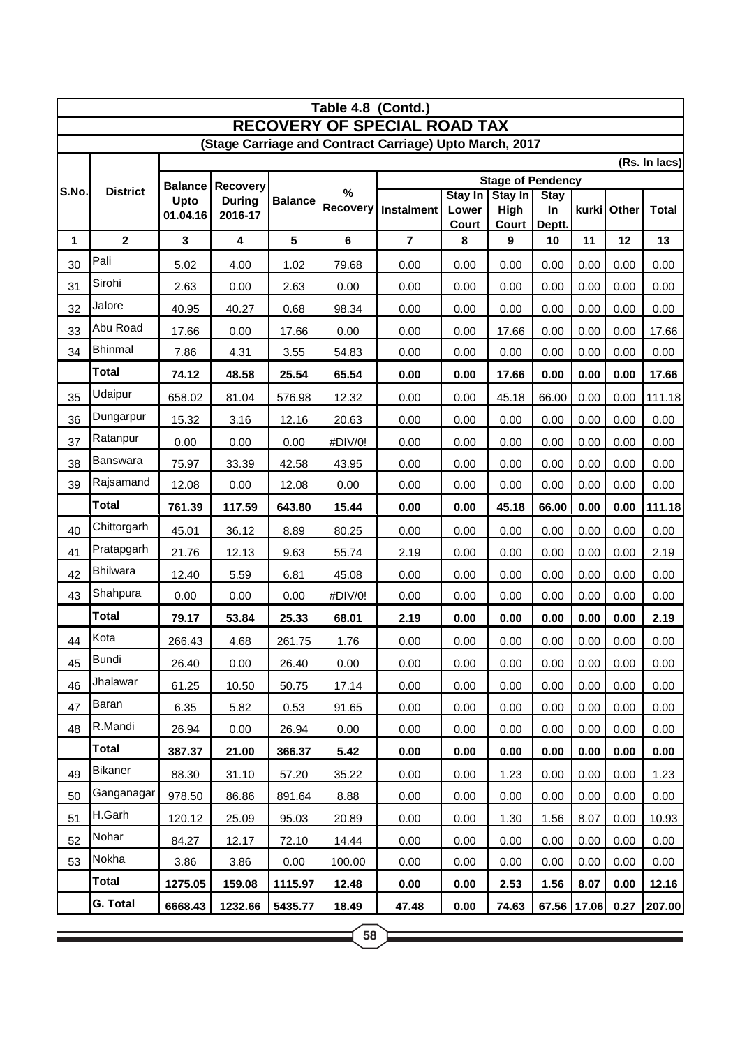## Table 4.8 (Contd.)

## RECOVERY OF SPECIAL ROAD TAX

### (Stage Carriage and Contract Carriage) Upto March, 2017

(Rs. In lacs)

| S.No. | District | Balance Upto 01.04.16 | Recovery During 2016-17 | Balance | % Recovery | Stage of Pendency | | | | | | |
|---|---|---|---|---|---|---|---|---|---|---|---|---|
| | | | | | | Instalment | Stay In Lower Court | Stay In High Court | Stay In Deptt. | kurki | Other | Total |
| 1 | 2 | 3 | 4 | 5 | 6 | 7 | 8 | 9 | 10 | 11 | 12 | 13 |
| 30 | Pali | 5.02 | 4.00 | 1.02 | 79.68 | 0.00 | 0.00 | 0.00 | 0.00 | 0.00 | 0.00 | 0.00 |
| 31 | Sirohi | 2.63 | 0.00 | 2.63 | 0.00 | 0.00 | 0.00 | 0.00 | 0.00 | 0.00 | 0.00 | 0.00 |
| 32 | Jalore | 40.95 | 40.27 | 0.68 | 98.34 | 0.00 | 0.00 | 0.00 | 0.00 | 0.00 | 0.00 | 0.00 |
| 33 | Abu Road | 17.66 | 0.00 | 17.66 | 0.00 | 0.00 | 0.00 | 17.66 | 0.00 | 0.00 | 0.00 | 17.66 |
| 34 | Bhinmal | 7.86 | 4.31 | 3.55 | 54.83 | 0.00 | 0.00 | 0.00 | 0.00 | 0.00 | 0.00 | 0.00 |
| | **Total** | **74.12** | **48.58** | **25.54** | **65.54** | **0.00** | **0.00** | **17.66** | **0.00** | **0.00** | **0.00** | **17.66** |
| 35 | Udaipur | 658.02 | 81.04 | 576.98 | 12.32 | 0.00 | 0.00 | 45.18 | 66.00 | 0.00 | 0.00 | 111.18 |
| 36 | Dungarpur | 15.32 | 3.16 | 12.16 | 20.63 | 0.00 | 0.00 | 0.00 | 0.00 | 0.00 | 0.00 | 0.00 |
| 37 | Ratanpur | 0.00 | 0.00 | 0.00 | #DIV/0! | 0.00 | 0.00 | 0.00 | 0.00 | 0.00 | 0.00 | 0.00 |
| 38 | Banswara | 75.97 | 33.39 | 42.58 | 43.95 | 0.00 | 0.00 | 0.00 | 0.00 | 0.00 | 0.00 | 0.00 |
| 39 | Rajsamand | 12.08 | 0.00 | 12.08 | 0.00 | 0.00 | 0.00 | 0.00 | 0.00 | 0.00 | 0.00 | 0.00 |
| | **Total** | **761.39** | **117.59** | **643.80** | **15.44** | **0.00** | **0.00** | **45.18** | **66.00** | **0.00** | **0.00** | **111.18** |
| 40 | Chittorgarh | 45.01 | 36.12 | 8.89 | 80.25 | 0.00 | 0.00 | 0.00 | 0.00 | 0.00 | 0.00 | 0.00 |
| 41 | Pratapgarh | 21.76 | 12.13 | 9.63 | 55.74 | 2.19 | 0.00 | 0.00 | 0.00 | 0.00 | 0.00 | 2.19 |
| 42 | Bhilwara | 12.40 | 5.59 | 6.81 | 45.08 | 0.00 | 0.00 | 0.00 | 0.00 | 0.00 | 0.00 | 0.00 |
| 43 | Shahpura | 0.00 | 0.00 | 0.00 | #DIV/0! | 0.00 | 0.00 | 0.00 | 0.00 | 0.00 | 0.00 | 0.00 |
| | **Total** | **79.17** | **53.84** | **25.33** | **68.01** | **2.19** | **0.00** | **0.00** | **0.00** | **0.00** | **0.00** | **2.19** |
| 44 | Kota | 266.43 | 4.68 | 261.75 | 1.76 | 0.00 | 0.00 | 0.00 | 0.00 | 0.00 | 0.00 | 0.00 |
| 45 | Bundi | 26.40 | 0.00 | 26.40 | 0.00 | 0.00 | 0.00 | 0.00 | 0.00 | 0.00 | 0.00 | 0.00 |
| 46 | Jhalawar | 61.25 | 10.50 | 50.75 | 17.14 | 0.00 | 0.00 | 0.00 | 0.00 | 0.00 | 0.00 | 0.00 |
| 47 | Baran | 6.35 | 5.82 | 0.53 | 91.65 | 0.00 | 0.00 | 0.00 | 0.00 | 0.00 | 0.00 | 0.00 |
| 48 | R.Mandi | 26.94 | 0.00 | 26.94 | 0.00 | 0.00 | 0.00 | 0.00 | 0.00 | 0.00 | 0.00 | 0.00 |
| | **Total** | **387.37** | **21.00** | **366.37** | **5.42** | **0.00** | **0.00** | **0.00** | **0.00** | **0.00** | **0.00** | **0.00** |
| 49 | Bikaner | 88.30 | 31.10 | 57.20 | 35.22 | 0.00 | 0.00 | 1.23 | 0.00 | 0.00 | 0.00 | 1.23 |
| 50 | Ganganagar | 978.50 | 86.86 | 891.64 | 8.88 | 0.00 | 0.00 | 0.00 | 0.00 | 0.00 | 0.00 | 0.00 |
| 51 | H.Garh | 120.12 | 25.09 | 95.03 | 20.89 | 0.00 | 0.00 | 1.30 | 1.56 | 8.07 | 0.00 | 10.93 |
| 52 | Nohar | 84.27 | 12.17 | 72.10 | 14.44 | 0.00 | 0.00 | 0.00 | 0.00 | 0.00 | 0.00 | 0.00 |
| 53 | Nokha | 3.86 | 3.86 | 0.00 | 100.00 | 0.00 | 0.00 | 0.00 | 0.00 | 0.00 | 0.00 | 0.00 |
| | **Total** | **1275.05** | **159.08** | **1115.97** | **12.48** | **0.00** | **0.00** | **2.53** | **1.56** | **8.07** | **0.00** | **12.16** |
| | **G. Total** | **6668.43** | **1232.66** | **5435.77** | **18.49** | **47.48** | **0.00** | **74.63** | **67.56** | **17.06** | **0.27** | **207.00** |